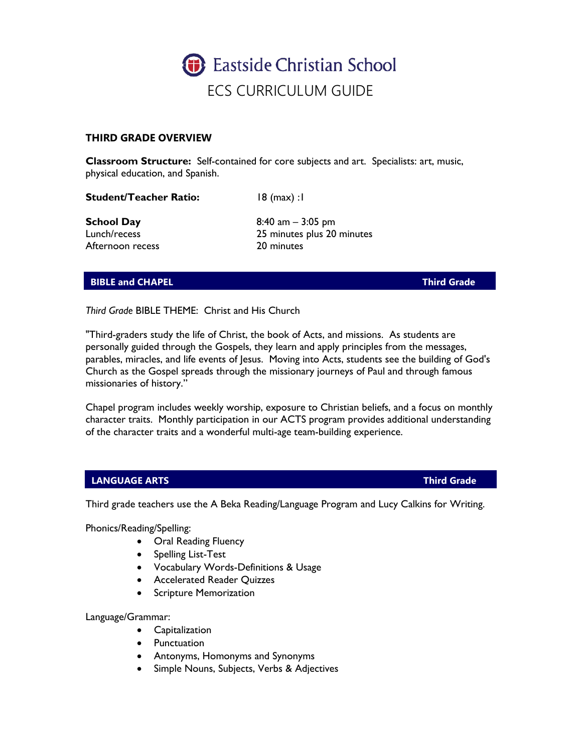# Eastside Christian School

## ECS CURRICULUM GUIDE

### THIRD GRADE OVERVIEW

**Classroom Structure:** Self-contained for core subjects and art. Specialists: art, music, physical education, and Spanish.

**Student/Teacher Ratio:** 18 (max) :1

**School Day** 8:40 am – 3:05 pm
Lunch/recess 25 minutes plus 20 minutes
Afternoon recess 20 minutes

### BIBLE and CHAPEL — Third Grade

*Third Grade* BIBLE THEME: Christ and His Church

"Third-graders study the life of Christ, the book of Acts, and missions. As students are personally guided through the Gospels, they learn and apply principles from the messages, parables, miracles, and life events of Jesus. Moving into Acts, students see the building of God's Church as the Gospel spreads through the missionary journeys of Paul and through famous missionaries of history."

Chapel program includes weekly worship, exposure to Christian beliefs, and a focus on monthly character traits. Monthly participation in our ACTS program provides additional understanding of the character traits and a wonderful multi-age team-building experience.

### LANGUAGE ARTS — Third Grade

Third grade teachers use the A Beka Reading/Language Program and Lucy Calkins for Writing.

Phonics/Reading/Spelling:

- Oral Reading Fluency
- Spelling List-Test
- Vocabulary Words-Definitions & Usage
- Accelerated Reader Quizzes
- Scripture Memorization

Language/Grammar:

- Capitalization
- Punctuation
- Antonyms, Homonyms and Synonyms
- Simple Nouns, Subjects, Verbs & Adjectives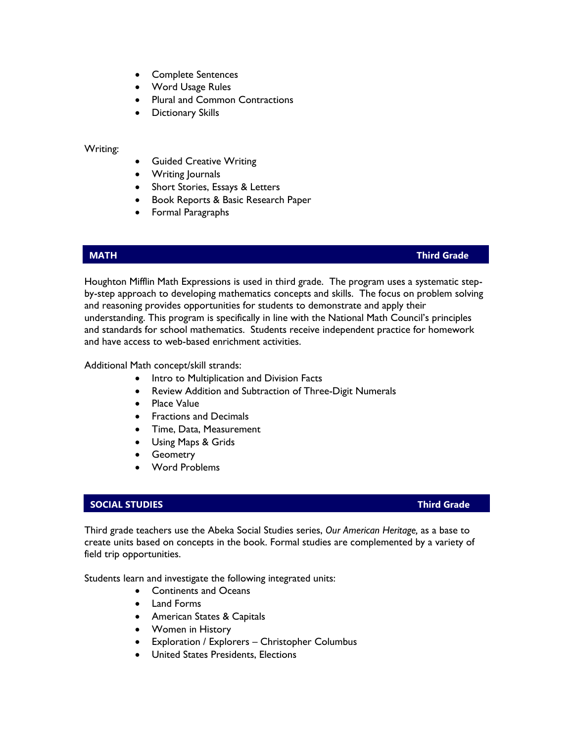- Complete Sentences
- Word Usage Rules
- Plural and Common Contractions
- Dictionary Skills

Writing:

- Guided Creative Writing
- Writing Journals
- Short Stories, Essays & Letters
- Book Reports & Basic Research Paper
- Formal Paragraphs

## MATH — Third Grade

Houghton Mifflin Math Expressions is used in third grade. The program uses a systematic step-by-step approach to developing mathematics concepts and skills. The focus on problem solving and reasoning provides opportunities for students to demonstrate and apply their understanding. This program is specifically in line with the National Math Council's principles and standards for school mathematics. Students receive independent practice for homework and have access to web-based enrichment activities.

Additional Math concept/skill strands:

- Intro to Multiplication and Division Facts
- Review Addition and Subtraction of Three-Digit Numerals
- Place Value
- Fractions and Decimals
- Time, Data, Measurement
- Using Maps & Grids
- Geometry
- Word Problems

## SOCIAL STUDIES — Third Grade

Third grade teachers use the Abeka Social Studies series, *Our American Heritage,* as a base to create units based on concepts in the book. Formal studies are complemented by a variety of field trip opportunities.

Students learn and investigate the following integrated units:

- Continents and Oceans
- Land Forms
- American States & Capitals
- Women in History
- Exploration / Explorers – Christopher Columbus
- United States Presidents, Elections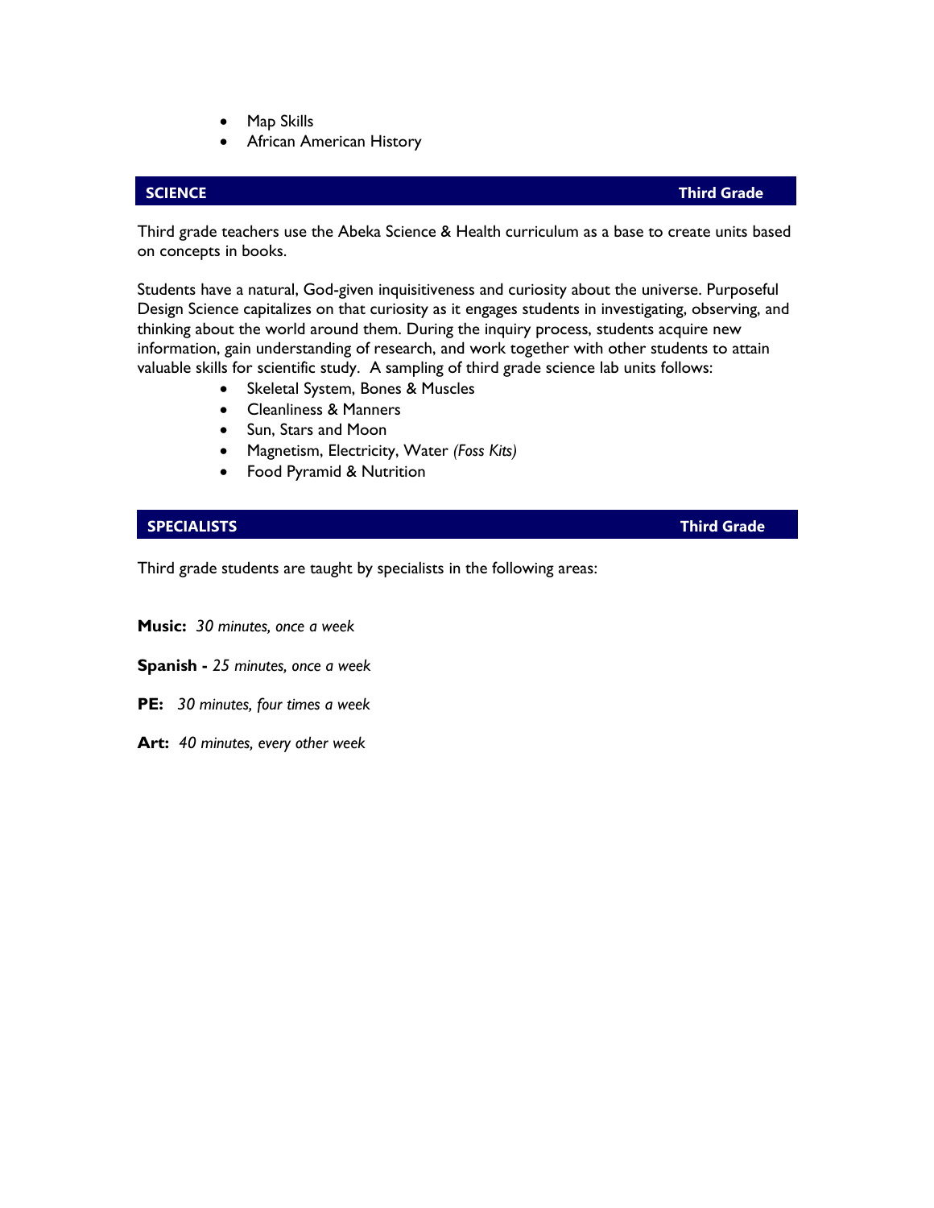- Map Skills
- African American History

## SCIENCE — Third Grade

Third grade teachers use the Abeka Science & Health curriculum as a base to create units based on concepts in books.

Students have a natural, God-given inquisitiveness and curiosity about the universe. Purposeful Design Science capitalizes on that curiosity as it engages students in investigating, observing, and thinking about the world around them. During the inquiry process, students acquire new information, gain understanding of research, and work together with other students to attain valuable skills for scientific study. A sampling of third grade science lab units follows:

- Skeletal System, Bones & Muscles
- Cleanliness & Manners
- Sun, Stars and Moon
- Magnetism, Electricity, Water *(Foss Kits)*
- Food Pyramid & Nutrition

## SPECIALISTS — Third Grade

Third grade students are taught by specialists in the following areas:

**Music:** *30 minutes, once a week*

**Spanish -** *25 minutes, once a week*

**PE:** *30 minutes, four times a week*

**Art:** *40 minutes, every other week*